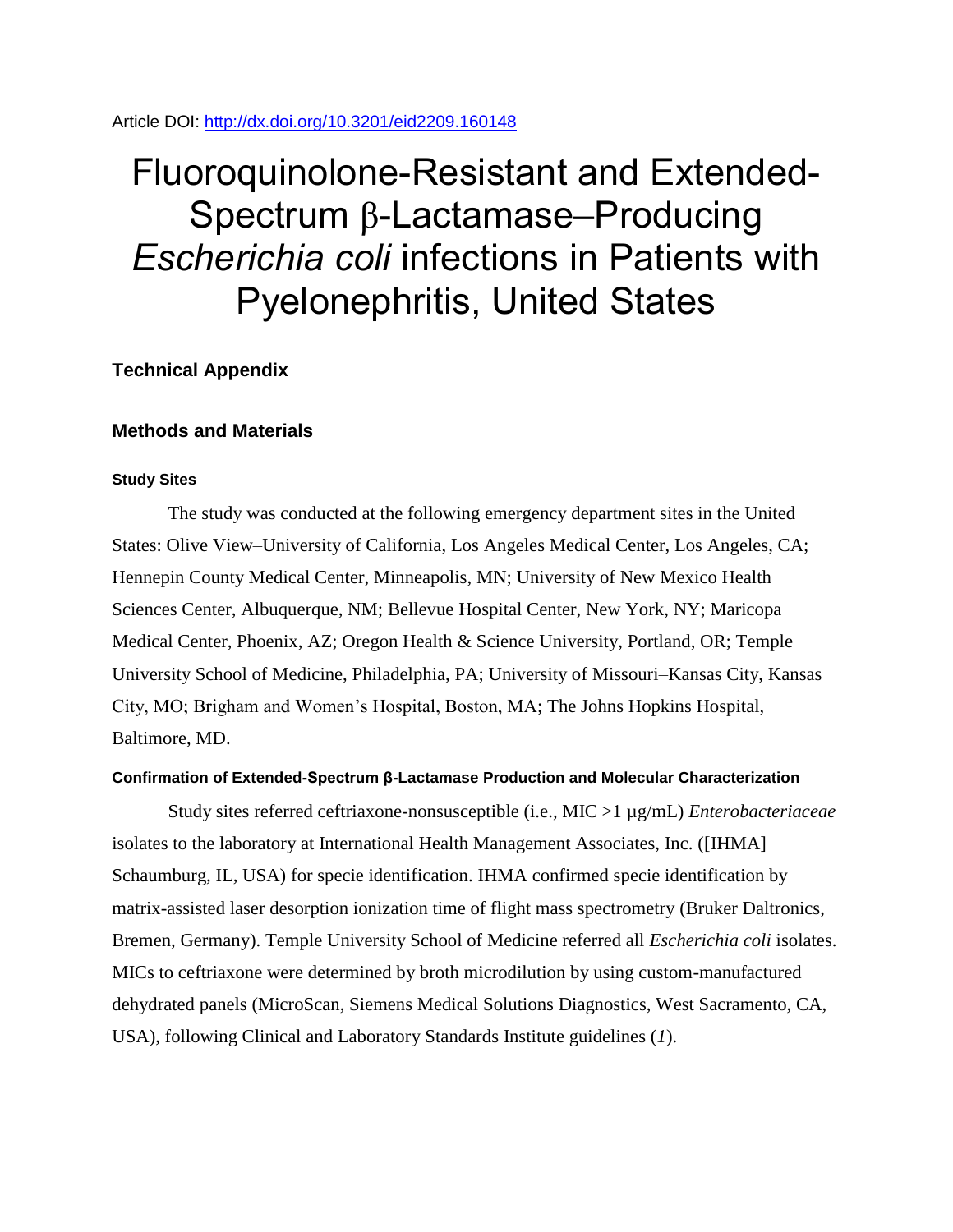Article DOI: http://dx.doi.org/10.3201/eid2209.160148

# Fluoroquinolone-Resistant and Extended-Spectrum β-Lactamase–Producing *Escherichia coli* infections in Patients with Pyelonephritis, United States

## Technical Appendix

## Methods and Materials

### Study Sites

The study was conducted at the following emergency department sites in the United States: Olive View–University of California, Los Angeles Medical Center, Los Angeles, CA; Hennepin County Medical Center, Minneapolis, MN; University of New Mexico Health Sciences Center, Albuquerque, NM; Bellevue Hospital Center, New York, NY; Maricopa Medical Center, Phoenix, AZ; Oregon Health & Science University, Portland, OR; Temple University School of Medicine, Philadelphia, PA; University of Missouri–Kansas City, Kansas City, MO; Brigham and Women's Hospital, Boston, MA; The Johns Hopkins Hospital, Baltimore, MD.

### Confirmation of Extended-Spectrum β-Lactamase Production and Molecular Characterization

Study sites referred ceftriaxone-nonsusceptible (i.e., MIC >1 µg/mL) *Enterobacteriaceae* isolates to the laboratory at International Health Management Associates, Inc. ([IHMA] Schaumburg, IL, USA) for specie identification. IHMA confirmed specie identification by matrix-assisted laser desorption ionization time of flight mass spectrometry (Bruker Daltronics, Bremen, Germany). Temple University School of Medicine referred all *Escherichia coli* isolates. MICs to ceftriaxone were determined by broth microdilution by using custom-manufactured dehydrated panels (MicroScan, Siemens Medical Solutions Diagnostics, West Sacramento, CA, USA), following Clinical and Laboratory Standards Institute guidelines (*1*).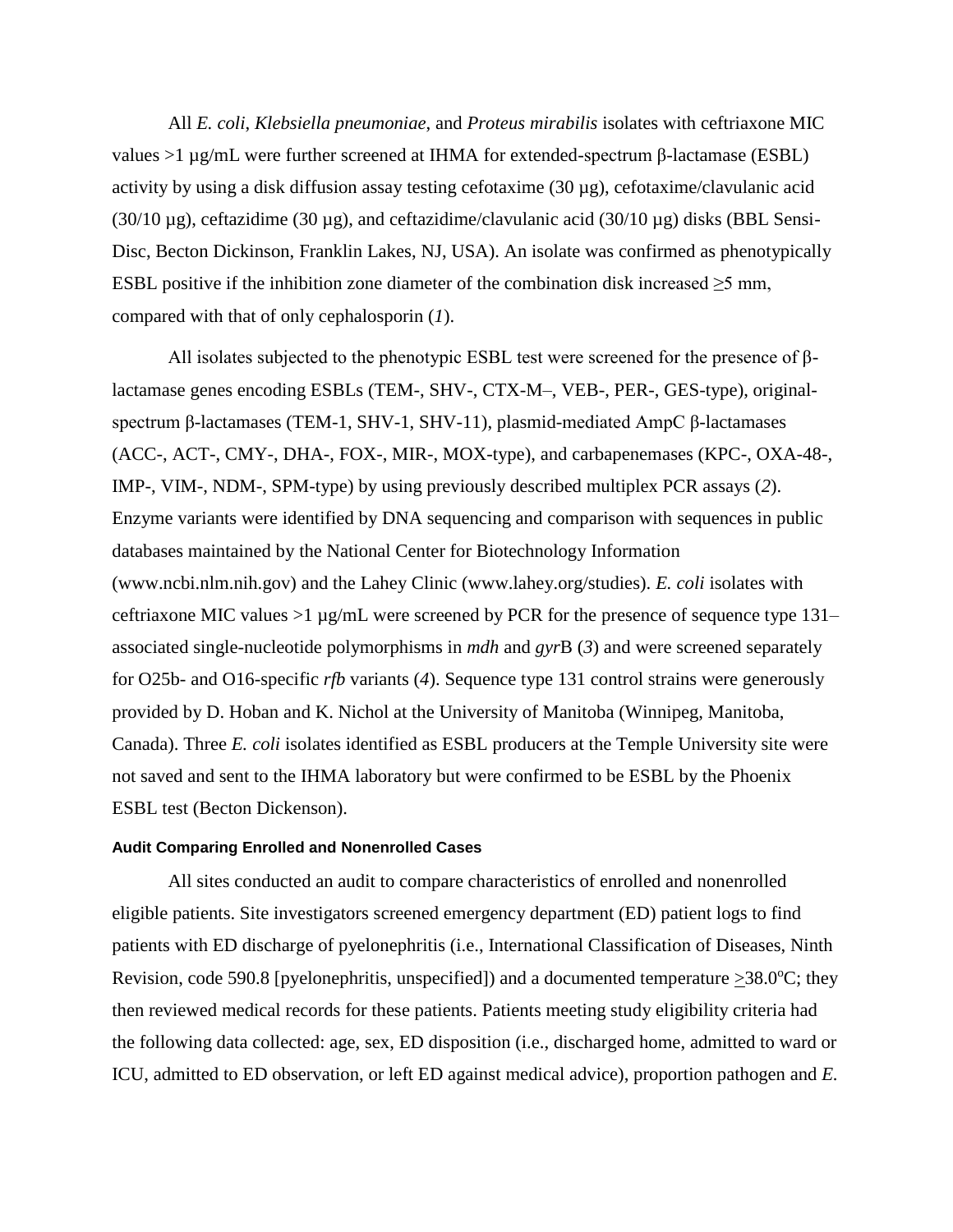All *E. coli*, *Klebsiella pneumoniae*, and *Proteus mirabilis* isolates with ceftriaxone MIC values >1 µg/mL were further screened at IHMA for extended-spectrum β-lactamase (ESBL) activity by using a disk diffusion assay testing cefotaxime (30 µg), cefotaxime/clavulanic acid (30/10 µg), ceftazidime (30 µg), and ceftazidime/clavulanic acid (30/10 µg) disks (BBL Sensi-Disc, Becton Dickinson, Franklin Lakes, NJ, USA). An isolate was confirmed as phenotypically ESBL positive if the inhibition zone diameter of the combination disk increased ≥5 mm, compared with that of only cephalosporin (*1*).

All isolates subjected to the phenotypic ESBL test were screened for the presence of β-lactamase genes encoding ESBLs (TEM-, SHV-, CTX-M–, VEB-, PER-, GES-type), original-spectrum β-lactamases (TEM-1, SHV-1, SHV-11), plasmid-mediated AmpC β-lactamases (ACC-, ACT-, CMY-, DHA-, FOX-, MIR-, MOX-type), and carbapenemases (KPC-, OXA-48-, IMP-, VIM-, NDM-, SPM-type) by using previously described multiplex PCR assays (*2*). Enzyme variants were identified by DNA sequencing and comparison with sequences in public databases maintained by the National Center for Biotechnology Information (www.ncbi.nlm.nih.gov) and the Lahey Clinic (www.lahey.org/studies). *E. coli* isolates with ceftriaxone MIC values >1 µg/mL were screened by PCR for the presence of sequence type 131–associated single-nucleotide polymorphisms in *mdh* and *gyr*B (*3*) and were screened separately for O25b- and O16-specific *rfb* variants (*4*). Sequence type 131 control strains were generously provided by D. Hoban and K. Nichol at the University of Manitoba (Winnipeg, Manitoba, Canada). Three *E. coli* isolates identified as ESBL producers at the Temple University site were not saved and sent to the IHMA laboratory but were confirmed to be ESBL by the Phoenix ESBL test (Becton Dickenson).

#### Audit Comparing Enrolled and Nonenrolled Cases

All sites conducted an audit to compare characteristics of enrolled and nonenrolled eligible patients. Site investigators screened emergency department (ED) patient logs to find patients with ED discharge of pyelonephritis (i.e., International Classification of Diseases, Ninth Revision, code 590.8 [pyelonephritis, unspecified]) and a documented temperature ≥38.0°C; they then reviewed medical records for these patients. Patients meeting study eligibility criteria had the following data collected: age, sex, ED disposition (i.e., discharged home, admitted to ward or ICU, admitted to ED observation, or left ED against medical advice), proportion pathogen and *E.*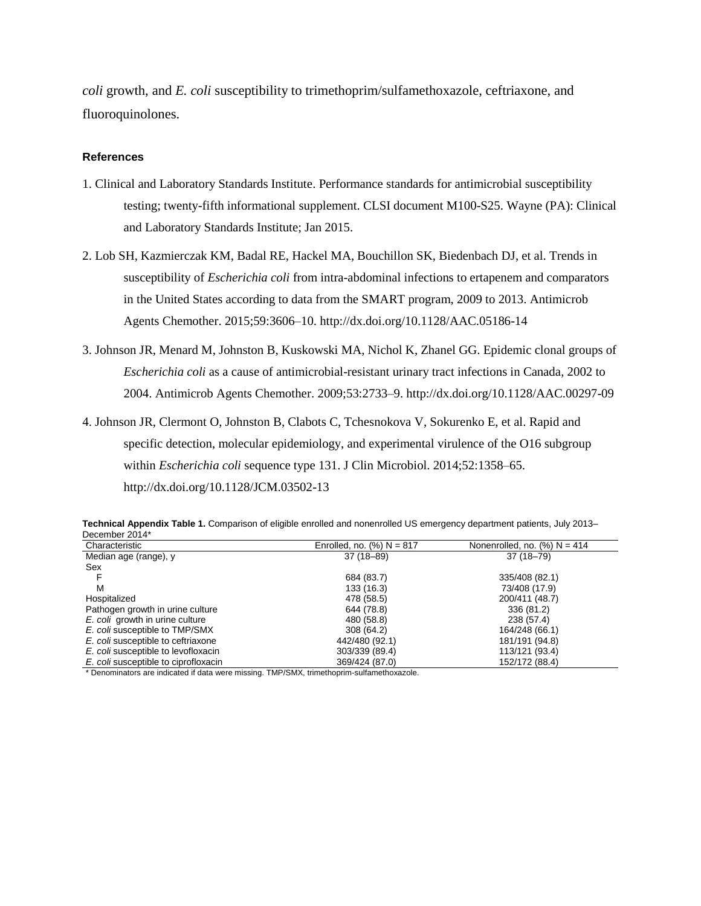*coli* growth, and *E. coli* susceptibility to trimethoprim/sulfamethoxazole, ceftriaxone, and fluoroquinolones.

### References

1. Clinical and Laboratory Standards Institute. Performance standards for antimicrobial susceptibility testing; twenty-fifth informational supplement. CLSI document M100-S25. Wayne (PA): Clinical and Laboratory Standards Institute; Jan 2015.
2. Lob SH, Kazmierczak KM, Badal RE, Hackel MA, Bouchillon SK, Biedenbach DJ, et al. Trends in susceptibility of *Escherichia coli* from intra-abdominal infections to ertapenem and comparators in the United States according to data from the SMART program, 2009 to 2013. Antimicrob Agents Chemother. 2015;59:3606–10. http://dx.doi.org/10.1128/AAC.05186-14
3. Johnson JR, Menard M, Johnston B, Kuskowski MA, Nichol K, Zhanel GG. Epidemic clonal groups of *Escherichia coli* as a cause of antimicrobial-resistant urinary tract infections in Canada, 2002 to 2004. Antimicrob Agents Chemother. 2009;53:2733–9. http://dx.doi.org/10.1128/AAC.00297-09
4. Johnson JR, Clermont O, Johnston B, Clabots C, Tchesnokova V, Sokurenko E, et al. Rapid and specific detection, molecular epidemiology, and experimental virulence of the O16 subgroup within *Escherichia coli* sequence type 131. J Clin Microbiol. 2014;52:1358–65. http://dx.doi.org/10.1128/JCM.03502-13

**Technical Appendix Table 1.** Comparison of eligible enrolled and nonenrolled US emergency department patients, July 2013–December 2014*

| Characteristic | Enrolled, no. (%) N = 817 | Nonenrolled, no. (%) N = 414 |
|---|---|---|
| Median age (range), y | 37 (18–89) | 37 (18–79) |
| Sex | | |
| F | 684 (83.7) | 335/408 (82.1) |
| M | 133 (16.3) | 73/408 (17.9) |
| Hospitalized | 478 (58.5) | 200/411 (48.7) |
| Pathogen growth in urine culture | 644 (78.8) | 336 (81.2) |
| *E. coli* growth in urine culture | 480 (58.8) | 238 (57.4) |
| *E. coli* susceptible to TMP/SMX | 308 (64.2) | 164/248 (66.1) |
| *E. coli* susceptible to ceftriaxone | 442/480 (92.1) | 181/191 (94.8) |
| *E. coli* susceptible to levofloxacin | 303/339 (89.4) | 113/121 (93.4) |
| *E. coli* susceptible to ciprofloxacin | 369/424 (87.0) | 152/172 (88.4) |

\* Denominators are indicated if data were missing. TMP/SMX, trimethoprim-sulfamethoxazole.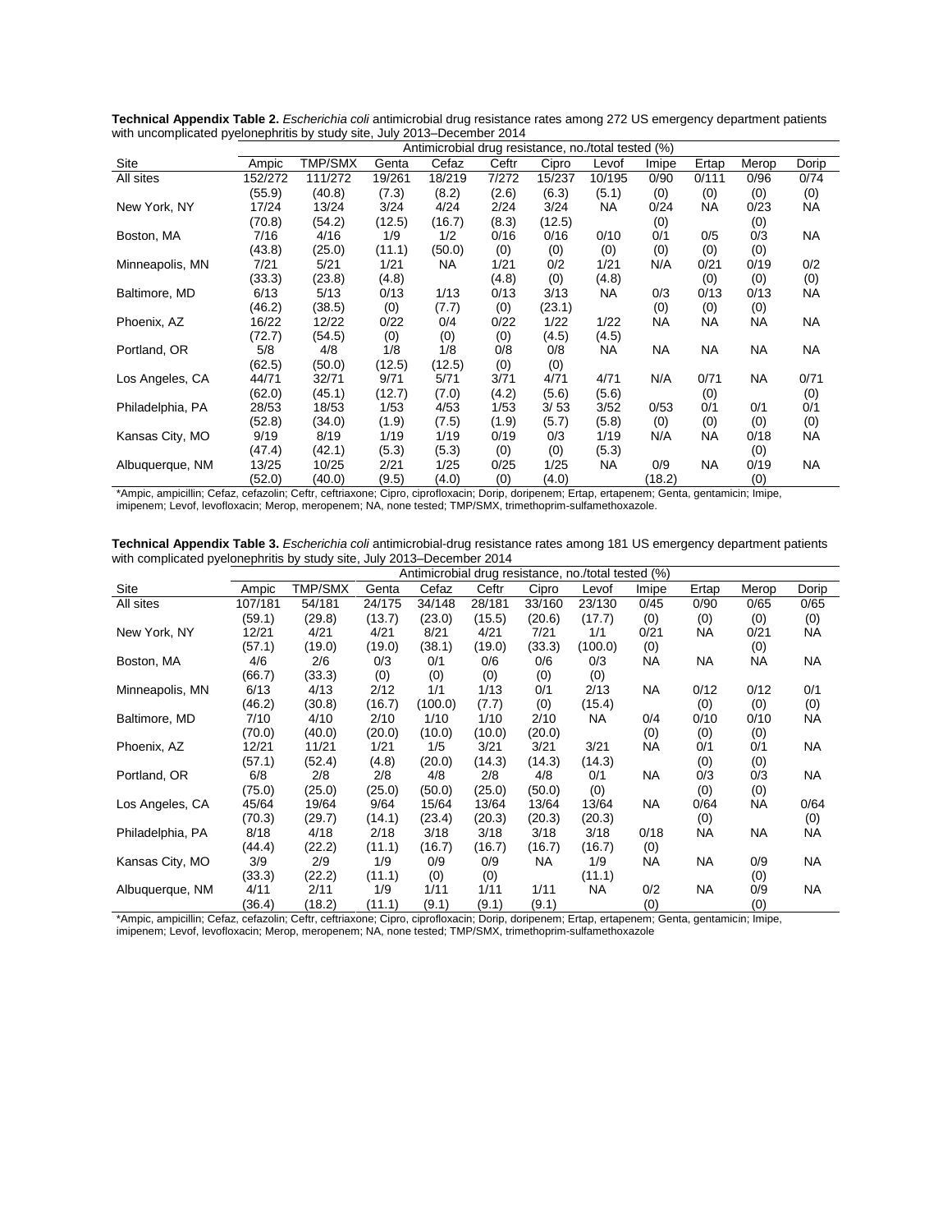**Technical Appendix Table 2.** *Escherichia coli* antimicrobial drug resistance rates among 272 US emergency department patients with uncomplicated pyelonephritis by study site, July 2013–December 2014

| | Antimicrobial drug resistance, no./total tested (%) | | | | | | | | | | |
|---|---|---|---|---|---|---|---|---|---|---|---|
| Site | Ampic | TMP/SMX | Genta | Cefaz | Ceftr | Cipro | Levof | Imipe | Ertap | Merop | Dorip |
| All sites | 152/272 (55.9) | 111/272 (40.8) | 19/261 (7.3) | 18/219 (8.2) | 7/272 (2.6) | 15/237 (6.3) | 10/195 (5.1) | 0/90 (0) | 0/111 (0) | 0/96 (0) | 0/74 (0) |
| New York, NY | 17/24 (70.8) | 13/24 (54.2) | 3/24 (12.5) | 4/24 (16.7) | 2/24 (8.3) | 3/24 (12.5) | NA | 0/24 (0) | NA | 0/23 (0) | NA |
| Boston, MA | 7/16 (43.8) | 4/16 (25.0) | 1/9 (11.1) | 1/2 (50.0) | 0/16 (0) | 0/16 (0) | 0/10 (0) | 0/1 (0) | 0/5 (0) | 0/3 (0) | NA |
| Minneapolis, MN | 7/21 (33.3) | 5/21 (23.8) | 1/21 (4.8) | NA | 1/21 (4.8) | 0/2 (0) | 1/21 (4.8) | N/A | 0/21 (0) | 0/19 (0) | 0/2 (0) |
| Baltimore, MD | 6/13 (46.2) | 5/13 (38.5) | 0/13 (0) | 1/13 (7.7) | 0/13 (0) | 3/13 (23.1) | NA | 0/3 (0) | 0/13 (0) | 0/13 (0) | NA |
| Phoenix, AZ | 16/22 (72.7) | 12/22 (54.5) | 0/22 (0) | 0/4 (0) | 0/22 (0) | 1/22 (4.5) | 1/22 (4.5) | NA | NA | NA | NA |
| Portland, OR | 5/8 (62.5) | 4/8 (50.0) | 1/8 (12.5) | 1/8 (12.5) | 0/8 (0) | 0/8 (0) | NA | NA | NA | NA | NA |
| Los Angeles, CA | 44/71 (62.0) | 32/71 (45.1) | 9/71 (12.7) | 5/71 (7.0) | 3/71 (4.2) | 4/71 (5.6) | 4/71 (5.6) | N/A | 0/71 (0) | NA | 0/71 (0) |
| Philadelphia, PA | 28/53 (52.8) | 18/53 (34.0) | 1/53 (1.9) | 4/53 (7.5) | 1/53 (1.9) | 3/ 53 (5.7) | 3/52 (5.8) | 0/53 (0) | 0/1 (0) | 0/1 (0) | 0/1 (0) |
| Kansas City, MO | 9/19 (47.4) | 8/19 (42.1) | 1/19 (5.3) | 1/19 (5.3) | 0/19 (0) | 0/3 (0) | 1/19 (5.3) | N/A | NA | 0/18 (0) | NA |
| Albuquerque, NM | 13/25 (52.0) | 10/25 (40.0) | 2/21 (9.5) | 1/25 (4.0) | 0/25 (0) | 1/25 (4.0) | NA | 0/9 (18.2) | NA | 0/19 (0) | NA |

*Ampic, ampicillin; Cefaz, cefazolin; Ceftr, ceftriaxone; Cipro, ciprofloxacin; Dorip, doripenem; Ertap, ertapenem; Genta, gentamicin; Imipe, imipenem; Levof, levofloxacin; Merop, meropenem; NA, none tested; TMP/SMX, trimethoprim-sulfamethoxazole.

**Technical Appendix Table 3.** *Escherichia coli* antimicrobial-drug resistance rates among 181 US emergency department patients with complicated pyelonephritis by study site, July 2013–December 2014

| | Antimicrobial drug resistance, no./total tested (%) | | | | | | | | | | |
|---|---|---|---|---|---|---|---|---|---|---|---|
| Site | Ampic | TMP/SMX | Genta | Cefaz | Ceftr | Cipro | Levof | Imipe | Ertap | Merop | Dorip |
| All sites | 107/181 (59.1) | 54/181 (29.8) | 24/175 (13.7) | 34/148 (23.0) | 28/181 (15.5) | 33/160 (20.6) | 23/130 (17.7) | 0/45 (0) | 0/90 (0) | 0/65 (0) | 0/65 (0) |
| New York, NY | 12/21 (57.1) | 4/21 (19.0) | 4/21 (19.0) | 8/21 (38.1) | 4/21 (19.0) | 7/21 (33.3) | 1/1 (100.0) | 0/21 (0) | NA | 0/21 (0) | NA |
| Boston, MA | 4/6 (66.7) | 2/6 (33.3) | 0/3 (0) | 0/1 (0) | 0/6 (0) | 0/6 (0) | 0/3 (0) | NA | NA | NA | NA |
| Minneapolis, MN | 6/13 (46.2) | 4/13 (30.8) | 2/12 (16.7) | 1/1 (100.0) | 1/13 (7.7) | 0/1 (0) | 2/13 (15.4) | NA | 0/12 (0) | 0/12 (0) | 0/1 (0) |
| Baltimore, MD | 7/10 (70.0) | 4/10 (40.0) | 2/10 (20.0) | 1/10 (10.0) | 1/10 (10.0) | 2/10 (20.0) | NA | 0/4 (0) | 0/10 (0) | 0/10 (0) | NA |
| Phoenix, AZ | 12/21 (57.1) | 11/21 (52.4) | 1/21 (4.8) | 1/5 (20.0) | 3/21 (14.3) | 3/21 (14.3) | 3/21 (14.3) | NA | 0/1 (0) | 0/1 (0) | NA |
| Portland, OR | 6/8 (75.0) | 2/8 (25.0) | 2/8 (25.0) | 4/8 (50.0) | 2/8 (25.0) | 4/8 (50.0) | 0/1 (0) | NA | 0/3 (0) | 0/3 (0) | NA |
| Los Angeles, CA | 45/64 (70.3) | 19/64 (29.7) | 9/64 (14.1) | 15/64 (23.4) | 13/64 (20.3) | 13/64 (20.3) | 13/64 (20.3) | NA | 0/64 (0) | NA | 0/64 (0) |
| Philadelphia, PA | 8/18 (44.4) | 4/18 (22.2) | 2/18 (11.1) | 3/18 (16.7) | 3/18 (16.7) | 3/18 (16.7) | 3/18 (16.7) | 0/18 (0) | NA | NA | NA |
| Kansas City, MO | 3/9 (33.3) | 2/9 (22.2) | 1/9 (11.1) | 0/9 (0) | 0/9 (0) | NA | 1/9 (11.1) | NA | NA | 0/9 (0) | NA |
| Albuquerque, NM | 4/11 (36.4) | 2/11 (18.2) | 1/9 (11.1) | 1/11 (9.1) | 1/11 (9.1) | 1/11 (9.1) | NA | 0/2 (0) | NA | 0/9 (0) | NA |

*Ampic, ampicillin; Cefaz, cefazolin; Ceftr, ceftriaxone; Cipro, ciprofloxacin; Dorip, doripenem; Ertap, ertapenem; Genta, gentamicin; Imipe, imipenem; Levof, levofloxacin; Merop, meropenem; NA, none tested; TMP/SMX, trimethoprim-sulfamethoxazole